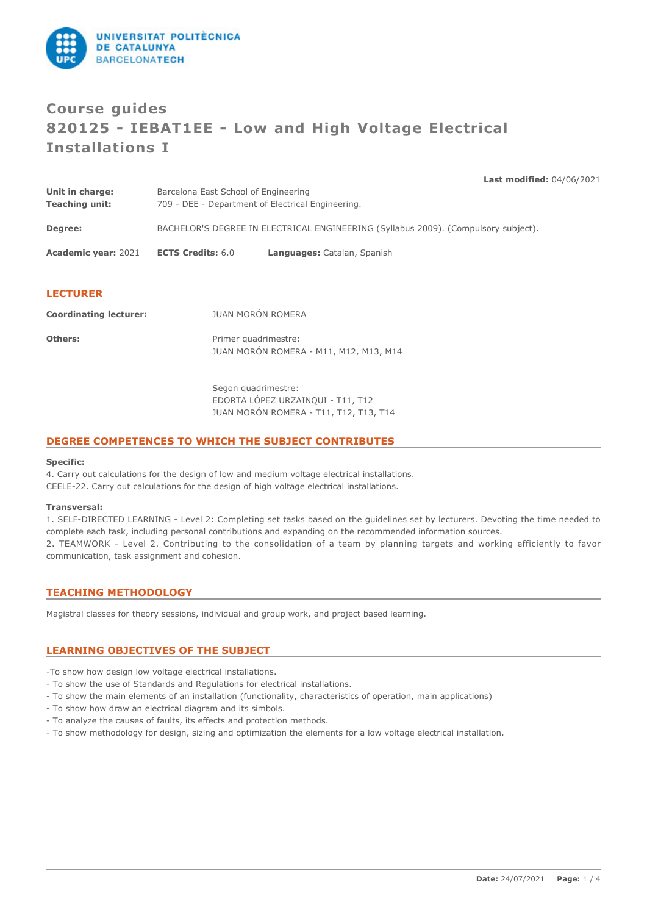# Course guides
# 820125 - IEBAT1EE - Low and High Voltage Electrical Installations I

**Last modified:** 04/06/2021

**Unit in charge:** Barcelona East School of Engineering
**Teaching unit:** 709 - DEE - Department of Electrical Engineering.

**Degree:** BACHELOR'S DEGREE IN ELECTRICAL ENGINEERING (Syllabus 2009). (Compulsory subject).

**Academic year:** 2021 **ECTS Credits:** 6.0 **Languages:** Catalan, Spanish

## LECTURER

**Coordinating lecturer:** JUAN MORÓN ROMERA

**Others:** Primer quadrimestre:
JUAN MORÓN ROMERA - M11, M12, M13, M14

Segon quadrimestre:
EDORTA LÓPEZ URZAINQUI - T11, T12
JUAN MORÓN ROMERA - T11, T12, T13, T14

## DEGREE COMPETENCES TO WHICH THE SUBJECT CONTRIBUTES

**Specific:**
4. Carry out calculations for the design of low and medium voltage electrical installations.
CEELE-22. Carry out calculations for the design of high voltage electrical installations.

**Transversal:**
1. SELF-DIRECTED LEARNING - Level 2: Completing set tasks based on the guidelines set by lecturers. Devoting the time needed to complete each task, including personal contributions and expanding on the recommended information sources.
2. TEAMWORK - Level 2. Contributing to the consolidation of a team by planning targets and working efficiently to favor communication, task assignment and cohesion.

## TEACHING METHODOLOGY

Magistral classes for theory sessions, individual and group work, and project based learning.

## LEARNING OBJECTIVES OF THE SUBJECT

-To show how design low voltage electrical installations.
- To show the use of Standards and Regulations for electrical installations.
- To show the main elements of an installation (functionality, characteristics of operation, main applications)
- To show how draw an electrical diagram and its simbols.
- To analyze the causes of faults, its effects and protection methods.
- To show methodology for design, sizing and optimization the elements for a low voltage electrical installation.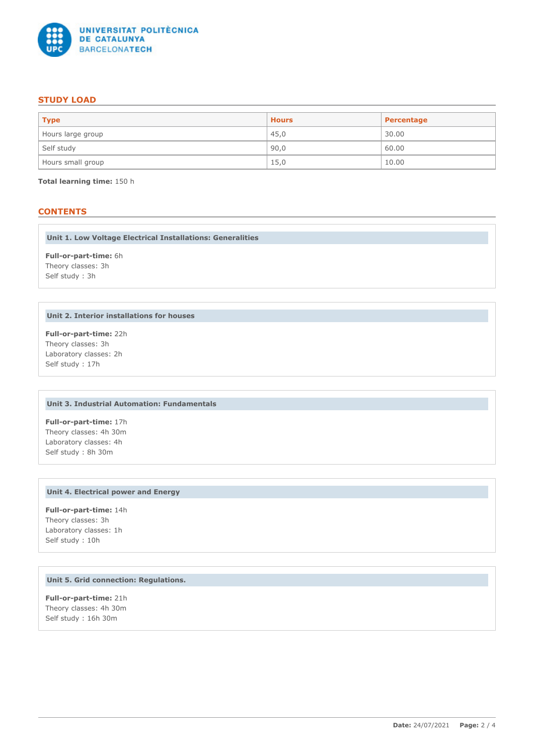## STUDY LOAD

| Type | Hours | Percentage |
|---|---|---|
| Hours large group | 45,0 | 30.00 |
| Self study | 90,0 | 60.00 |
| Hours small group | 15,0 | 10.00 |

**Total learning time:** 150 h

## CONTENTS

### Unit 1. Low Voltage Electrical Installations: Generalities

**Full-or-part-time:** 6h
Theory classes: 3h
Self study : 3h

### Unit 2. Interior installations for houses

**Full-or-part-time:** 22h
Theory classes: 3h
Laboratory classes: 2h
Self study : 17h

### Unit 3. Industrial Automation: Fundamentals

**Full-or-part-time:** 17h
Theory classes: 4h 30m
Laboratory classes: 4h
Self study : 8h 30m

### Unit 4. Electrical power and Energy

**Full-or-part-time:** 14h
Theory classes: 3h
Laboratory classes: 1h
Self study : 10h

### Unit 5. Grid connection: Regulations.

**Full-or-part-time:** 21h
Theory classes: 4h 30m
Self study : 16h 30m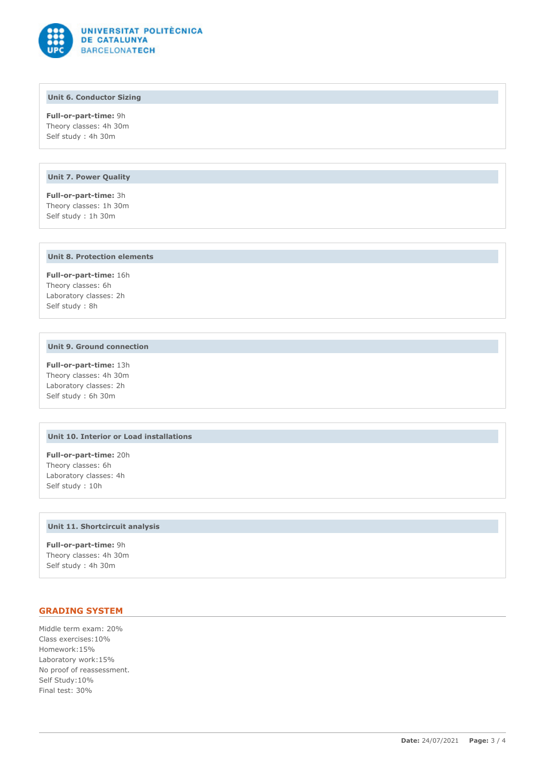### Unit 6. Conductor Sizing

**Full-or-part-time:** 9h
Theory classes: 4h 30m
Self study : 4h 30m

### Unit 7. Power Quality

**Full-or-part-time:** 3h
Theory classes: 1h 30m
Self study : 1h 30m

### Unit 8. Protection elements

**Full-or-part-time:** 16h
Theory classes: 6h
Laboratory classes: 2h
Self study : 8h

### Unit 9. Ground connection

**Full-or-part-time:** 13h
Theory classes: 4h 30m
Laboratory classes: 2h
Self study : 6h 30m

### Unit 10. Interior or Load installations

**Full-or-part-time:** 20h
Theory classes: 6h
Laboratory classes: 4h
Self study : 10h

### Unit 11. Shortcircuit analysis

**Full-or-part-time:** 9h
Theory classes: 4h 30m
Self study : 4h 30m

## GRADING SYSTEM

Middle term exam: 20%
Class exercises:10%
Homework:15%
Laboratory work:15%
No proof of reassessment.
Self Study:10%
Final test: 30%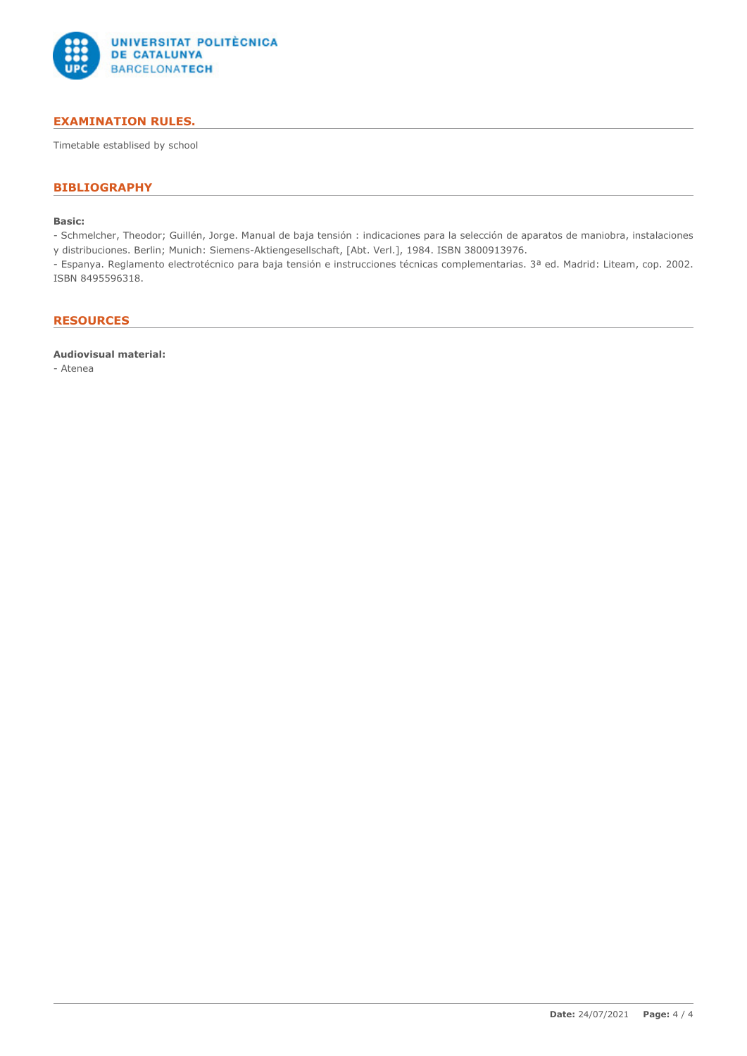## EXAMINATION RULES.

Timetable establised by school

## BIBLIOGRAPHY

**Basic:**

- Schmelcher, Theodor; Guillén, Jorge. Manual de baja tensión : indicaciones para la selección de aparatos de maniobra, instalaciones y distribuciones. Berlin; Munich: Siemens-Aktiengesellschaft, [Abt. Verl.], 1984. ISBN 3800913976.
- Espanya. Reglamento electrotécnico para baja tensión e instrucciones técnicas complementarias. 3ª ed. Madrid: Liteam, cop. 2002. ISBN 8495596318.

## RESOURCES

**Audiovisual material:**

- Atenea